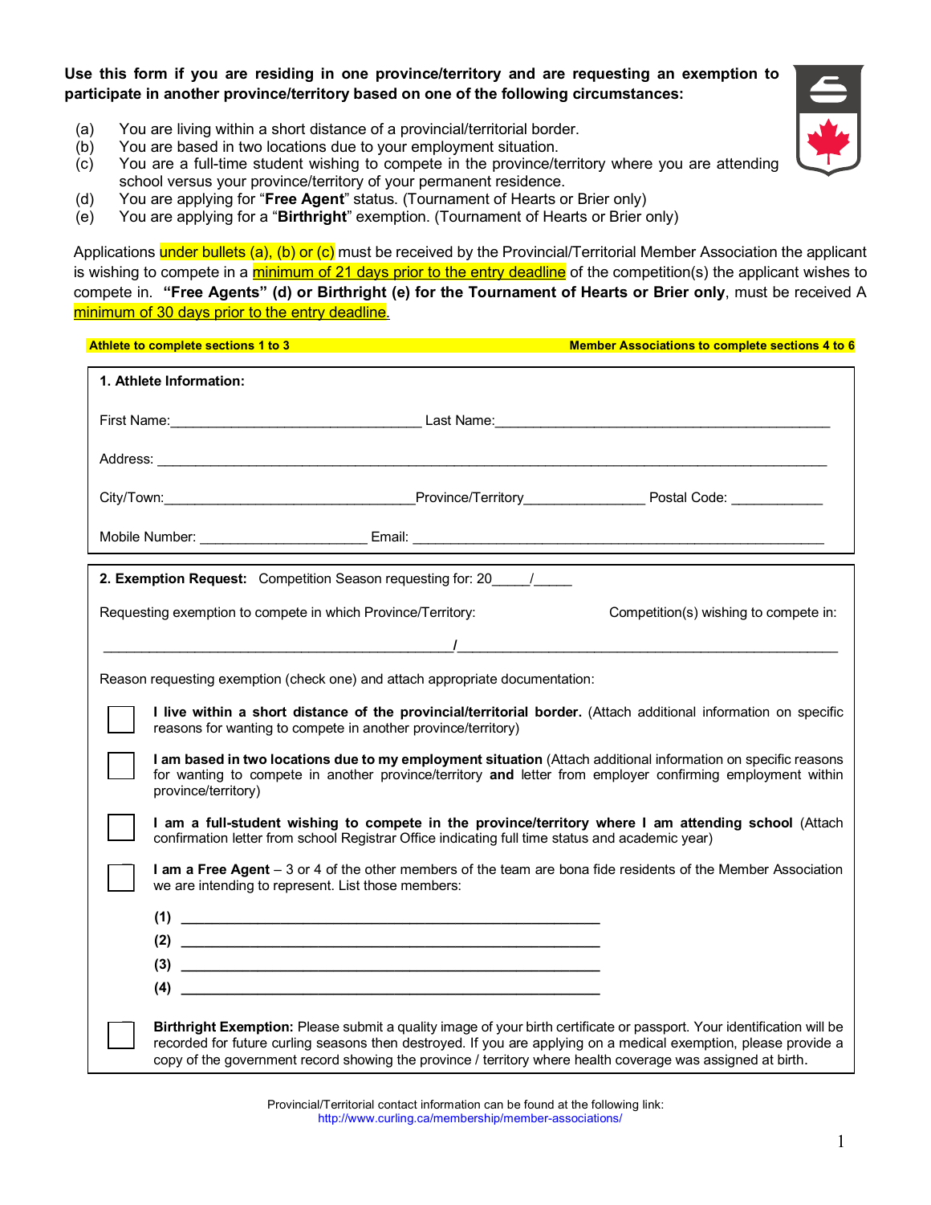**Use this form if you are residing in one province/territory and are requesting an exemption to participate in another province/territory based on one of the following circumstances:**

(a) You are living within a short distance of a provincial/territorial border.
(b) You are based in two locations due to your employment situation.
(c) You are a full-time student wishing to compete in the province/territory where you are attending school versus your province/territory of your permanent residence.
(d) You are applying for "**Free Agent**" status. (Tournament of Hearts or Brier only)
(e) You are applying for a "**Birthright**" exemption. (Tournament of Hearts or Brier only)

Applications under bullets (a), (b) or (c) must be received by the Provincial/Territorial Member Association the applicant is wishing to compete in a minimum of 21 days prior to the entry deadline of the competition(s) the applicant wishes to compete in. **"Free Agents" (d) or Birthright (e) for the Tournament of Hearts or Brier only**, must be received A minimum of 30 days prior to the entry deadline.

**Athlete to complete sections 1 to 3** — **Member Associations to complete sections 4 to 6**

**1. Athlete Information:**

First Name:________________________________ Last Name:____________________________________________

Address: ____________________________________________________________________________________

City/Town:________________________________Province/Territory________________ Postal Code: ____________

Mobile Number: ______________________ Email: ______________________________________________________

**2. Exemption Request:** Competition Season requesting for: 20_____/_____

Requesting exemption to compete in which Province/Territory: Competition(s) wishing to compete in:

_____________________________________________/_________________________________________________

Reason requesting exemption (check one) and attach appropriate documentation:

☐ **I live within a short distance of the provincial/territorial border.** (Attach additional information on specific reasons for wanting to compete in another province/territory)

☐ **I am based in two locations due to my employment situation** (Attach additional information on specific reasons for wanting to compete in another province/territory **and** letter from employer confirming employment within province/territory)

☐ **I am a full-student wishing to compete in the province/territory where I am attending school** (Attach confirmation letter from school Registrar Office indicating full time status and academic year)

☐ **I am a Free Agent** – 3 or 4 of the other members of the team are bona fide residents of the Member Association we are intending to represent. List those members:

**(1)** ______________________________________________________
**(2)** ______________________________________________________
**(3)** ______________________________________________________
**(4)** ______________________________________________________

☐ **Birthright Exemption:** Please submit a quality image of your birth certificate or passport. Your identification will be recorded for future curling seasons then destroyed. If you are applying on a medical exemption, please provide a copy of the government record showing the province / territory where health coverage was assigned at birth.

Provincial/Territorial contact information can be found at the following link:
http://www.curling.ca/membership/member-associations/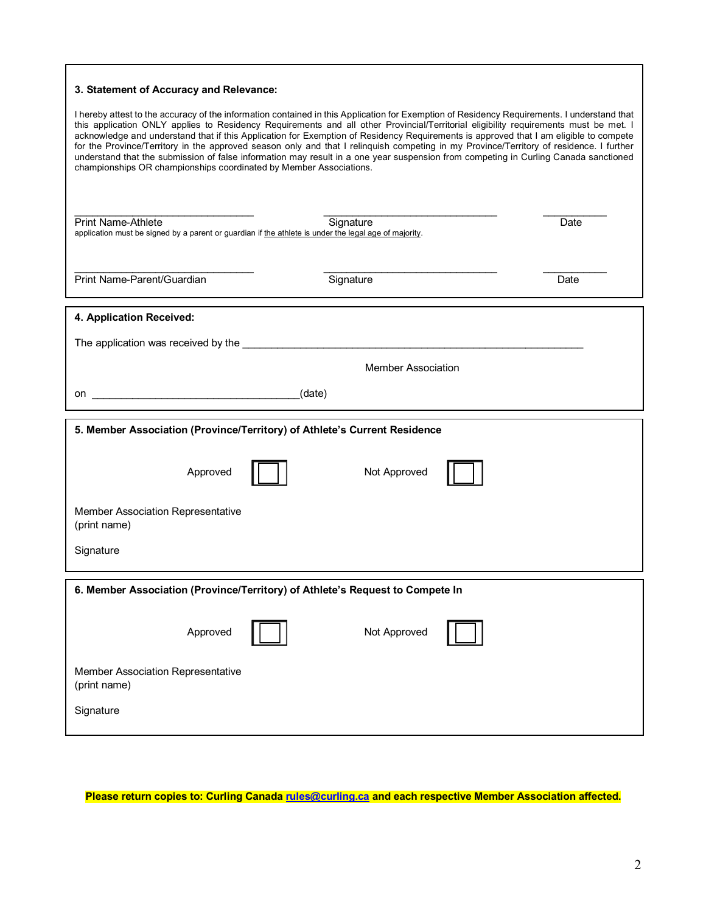### 3. Statement of Accuracy and Relevance:

I hereby attest to the accuracy of the information contained in this Application for Exemption of Residency Requirements. I understand that this application ONLY applies to Residency Requirements and all other Provincial/Territorial eligibility requirements must be met. I acknowledge and understand that if this Application for Exemption of Residency Requirements is approved that I am eligible to compete for the Province/Territory in the approved season only and that I relinquish competing in my Province/Territory of residence. I further understand that the submission of false information may result in a one year suspension from competing in Curling Canada sanctioned championships OR championships coordinated by Member Associations.

| | | |
|---|---|---|
| ______________________________ | ______________________________ | ___________ |
| Print Name-Athlete | Signature | Date |

application must be signed by a parent or guardian if the athlete is under the legal age of majority.

| | | |
|---|---|---|
| ______________________________ | ______________________________ | ___________ |
| Print Name-Parent/Guardian | Signature | Date |

### 4. Application Received:

The application was received by the ______________________________________________________________

Member Association

on ______________________________________(date)

### 5. Member Association (Province/Territory) of Athlete's Current Residence

Approved ☐ Not Approved ☐

Member Association Representative
(print name)

Signature

### 6. Member Association (Province/Territory) of Athlete's Request to Compete In

Approved ☐ Not Approved ☐

Member Association Representative
(print name)

Signature

**Please return copies to: Curling Canada rules@curling.ca and each respective Member Association affected.**